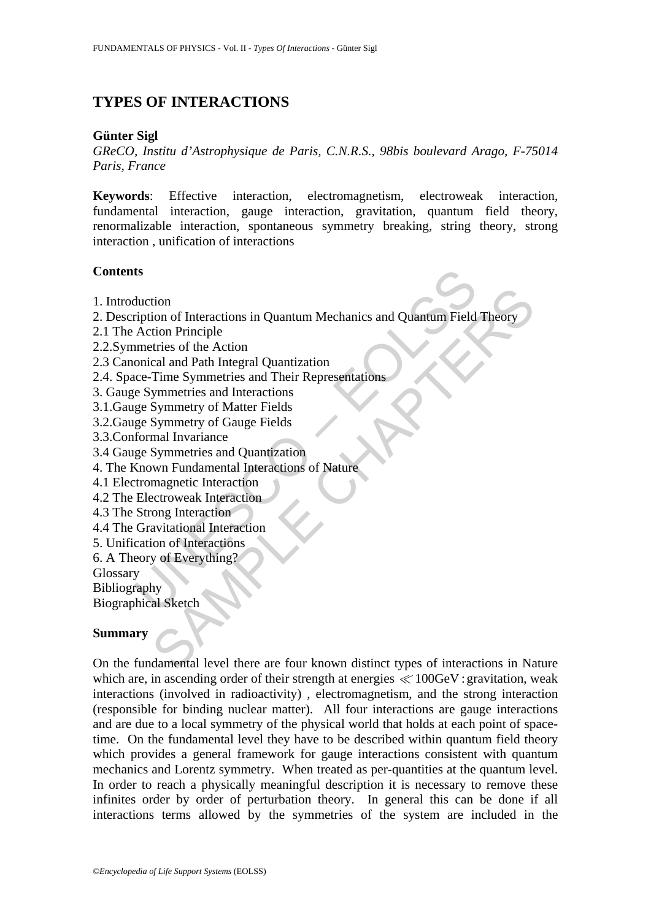# TYPES OF INTERACTIONS

**Günter Sigl**

*GReCO, Institu d'Astrophysique de Paris, C.N.R.S., 98bis boulevard Arago, F-75014 Paris, France*

**Keywords**: Effective interaction, electromagnetism, electroweak interaction, fundamental interaction, gauge interaction, gravitation, quantum field theory, renormalizable interaction, spontaneous symmetry breaking, string theory, strong interaction , unification of interactions

## Contents

1. Introduction
2. Description of Interactions in Quantum Mechanics and Quantum Field Theory
2.1 The Action Principle
2.2.Symmetries of the Action
2.3 Canonical and Path Integral Quantization
2.4. Space-Time Symmetries and Their Representations
3. Gauge Symmetries and Interactions
3.1.Gauge Symmetry of Matter Fields
3.2.Gauge Symmetry of Gauge Fields
3.3.Conformal Invariance
3.4 Gauge Symmetries and Quantization
4. The Known Fundamental Interactions of Nature
4.1 Electromagnetic Interaction
4.2 The Electroweak Interaction
4.3 The Strong Interaction
4.4 The Gravitational Interaction
5. Unification of Interactions
6. A Theory of Everything?

Glossary
Bibliography
Biographical Sketch

## Summary

On the fundamental level there are four known distinct types of interactions in Nature which are, in ascending order of their strength at energies $\ll 100\text{GeV}$ : gravitation, weak interactions (involved in radioactivity) , electromagnetism, and the strong interaction (responsible for binding nuclear matter). All four interactions are gauge interactions and are due to a local symmetry of the physical world that holds at each point of space-time. On the fundamental level they have to be described within quantum field theory which provides a general framework for gauge interactions consistent with quantum mechanics and Lorentz symmetry. When treated as per-quantities at the quantum level. In order to reach a physically meaningful description it is necessary to remove these infinites order by order of perturbation theory. In general this can be done if all interactions terms allowed by the symmetries of the system are included in the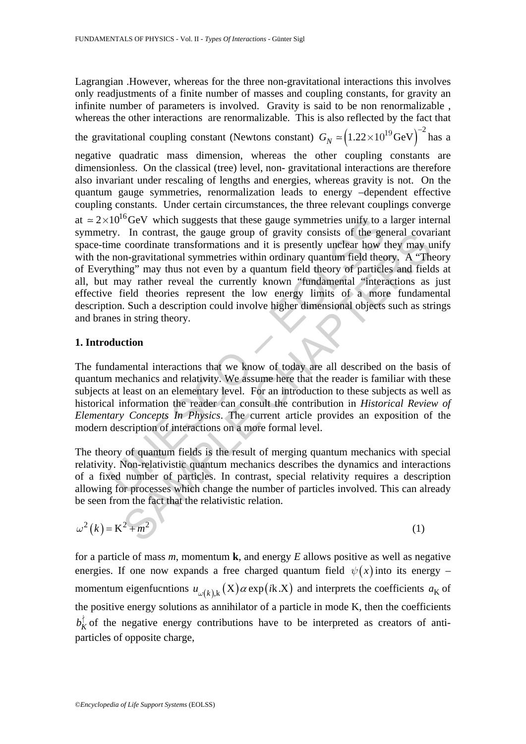Lagrangian .However, whereas for the three non-gravitational interactions this involves only readjustments of a finite number of masses and coupling constants, for gravity an infinite number of parameters is involved. Gravity is said to be non renormalizable , whereas the other interactions are renormalizable. This is also reflected by the fact that the gravitational coupling constant (Newtons constant) $G_N \simeq \left(1.22\times10^{19}\,\text{GeV}\right)^{-2}$ has a negative quadratic mass dimension, whereas the other coupling constants are dimensionless. On the classical (tree) level, non- gravitational interactions are therefore also invariant under rescaling of lengths and energies, whereas gravity is not. On the quantum gauge symmetries, renormalization leads to energy –dependent effective coupling constants. Under certain circumstances, the three relevant couplings converge at $\simeq 2\times10^{16}\,\text{GeV}$ which suggests that these gauge symmetries unify to a larger internal symmetry. In contrast, the gauge group of gravity consists of the general covariant space-time coordinate transformations and it is presently unclear how they may unify with the non-gravitational symmetries within ordinary quantum field theory. A "Theory of Everything" may thus not even by a quantum field theory of particles and fields at all, but may rather reveal the currently known "fundamental "interactions as just effective field theories represent the low energy limits of a more fundamental description. Such a description could involve higher dimensional objects such as strings and branes in string theory.

## 1. Introduction

The fundamental interactions that we know of today are all described on the basis of quantum mechanics and relativity. We assume here that the reader is familiar with these subjects at least on an elementary level. For an introduction to these subjects as well as historical information the reader can consult the contribution in *Historical Review of Elementary Concepts In Physics*. The current article provides an exposition of the modern description of interactions on a more formal level.

The theory of quantum fields is the result of merging quantum mechanics with special relativity. Non-relativistic quantum mechanics describes the dynamics and interactions of a fixed number of particles. In contrast, special relativity requires a description allowing for processes which change the number of particles involved. This can already be seen from the fact that the relativistic relation.

$$\omega^2\left(k\right) = \mathrm{K}^2 + m^2 \tag{1}$$

for a particle of mass $m$, momentum $\mathbf{k}$, and energy $E$ allows positive as well as negative energies. If one now expands a free charged quantum field $\psi\left(x\right)$ into its energy –momentum eigenfucntions $u_{\omega(k),\mathrm{k}}\left(\mathrm{X}\right)\alpha\exp\left(i\mathrm{k}.\mathrm{X}\right)$ and interprets the coefficients $a_{\mathrm{K}}$ of the positive energy solutions as annihilator of a particle in mode K, then the coefficients $b_K^{\dagger}$ of the negative energy contributions have to be interpreted as creators of anti-particles of opposite charge,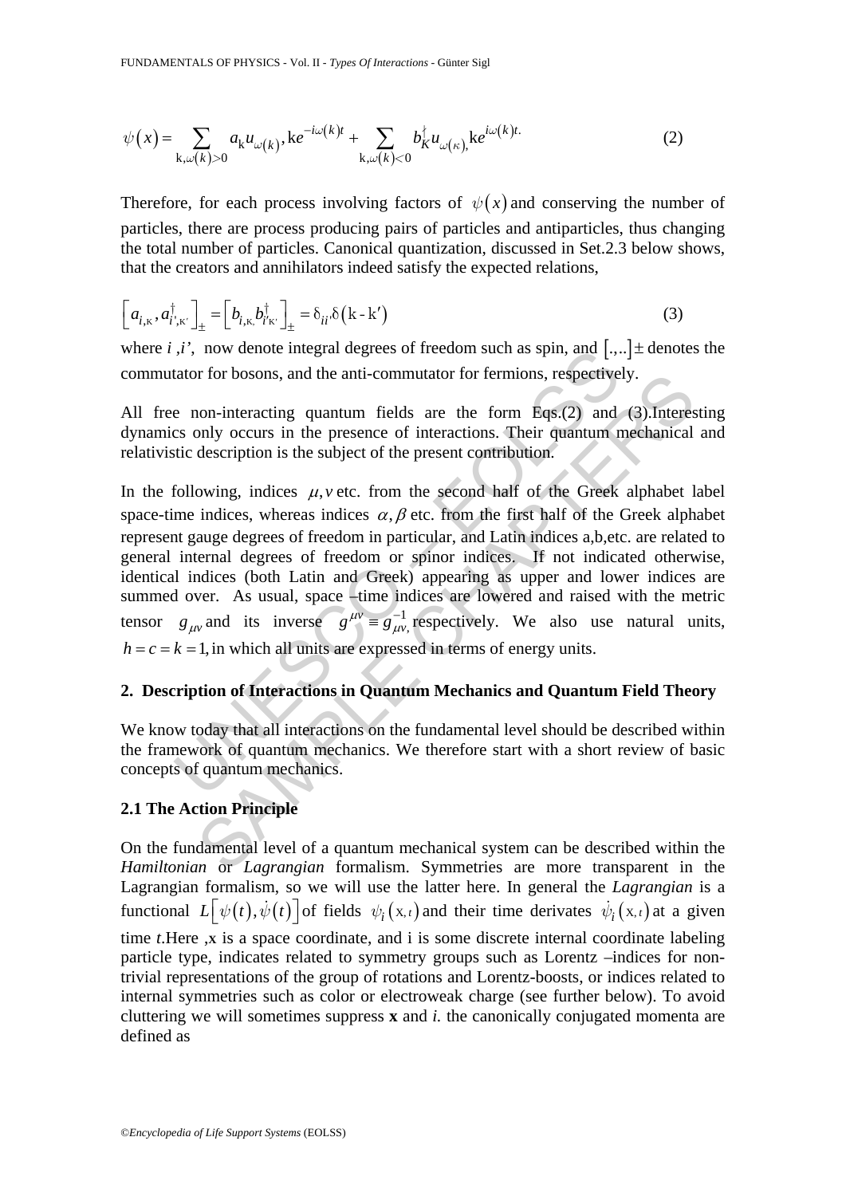$$\psi\left(x\right)=\sum_{\mathrm{k},\omega\left(k\right)>0}a_{\mathrm{k}}u_{\omega\left(k\right)},\mathrm{k}e^{-i\omega\left(k\right)t}+\sum_{\mathrm{k},\omega\left(k\right)<0}b_{K}^{\dagger}u_{\omega\left(\kappa\right)},\mathrm{k}e^{i\omega\left(k\right)t.} \qquad (2)$$

Therefore, for each process involving factors of $\psi\left(x\right)$ and conserving the number of particles, there are process producing pairs of particles and antiparticles, thus changing the total number of particles. Canonical quantization, discussed in Set.2.3 below shows, that the creators and annihilators indeed satisfy the expected relations,

$$\left[a_{i,\mathrm{K}},a_{i',\mathrm{K}'}^{\dagger}\right]_{\pm}=\left[b_{i,\mathrm{K},}b_{i'\mathrm{K}'}^{\dagger}\right]_{\pm}=\delta_{ii'}\delta\left(\mathrm{k}-\mathrm{k}'\right) \qquad (3)$$

where $i$ ,$i'$, now denote integral degrees of freedom such as spin, and $\left[.,..\right]\pm$ denotes the commutator for bosons, and the anti-commutator for fermions, respectively.

All free non-interacting quantum fields are the form Eqs.(2) and (3).Interesting dynamics only occurs in the presence of interactions. Their quantum mechanical and relativistic description is the subject of the present contribution.

In the following, indices $\mu,\nu$ etc. from the second half of the Greek alphabet label space-time indices, whereas indices $\alpha,\beta$ etc. from the first half of the Greek alphabet represent gauge degrees of freedom in particular, and Latin indices a,b,etc. are related to general internal degrees of freedom or spinor indices. If not indicated otherwise, identical indices (both Latin and Greek) appearing as upper and lower indices are summed over. As usual, space –time indices are lowered and raised with the metric tensor $g_{\mu\nu}$ and its inverse $g^{\mu\nu}\equiv g_{\mu\nu,}^{-1}$ respectively. We also use natural units, $h=c=k=1$, in which all units are expressed in terms of energy units.

## 2. Description of Interactions in Quantum Mechanics and Quantum Field Theory

We know today that all interactions on the fundamental level should be described within the framework of quantum mechanics. We therefore start with a short review of basic concepts of quantum mechanics.

### 2.1 The Action Principle

On the fundamental level of a quantum mechanical system can be described within the *Hamiltonian* or *Lagrangian* formalism. Symmetries are more transparent in the Lagrangian formalism, so we will use the latter here. In general the *Lagrangian* is a functional $L\left[\psi\left(t\right),\dot{\psi}\left(t\right)\right]$ of fields $\psi_i\left(\mathrm{x},t\right)$ and their time derivates $\dot{\psi}_i\left(\mathrm{x},t\right)$ at a given time *t*.Here ,x is a space coordinate, and i is some discrete internal coordinate labeling particle type, indicates related to symmetry groups such as Lorentz –indices for non-trivial representations of the group of rotations and Lorentz-boosts, or indices related to internal symmetries such as color or electroweak charge (see further below). To avoid cluttering we will sometimes suppress **x** and *i.* the canonically conjugated momenta are defined as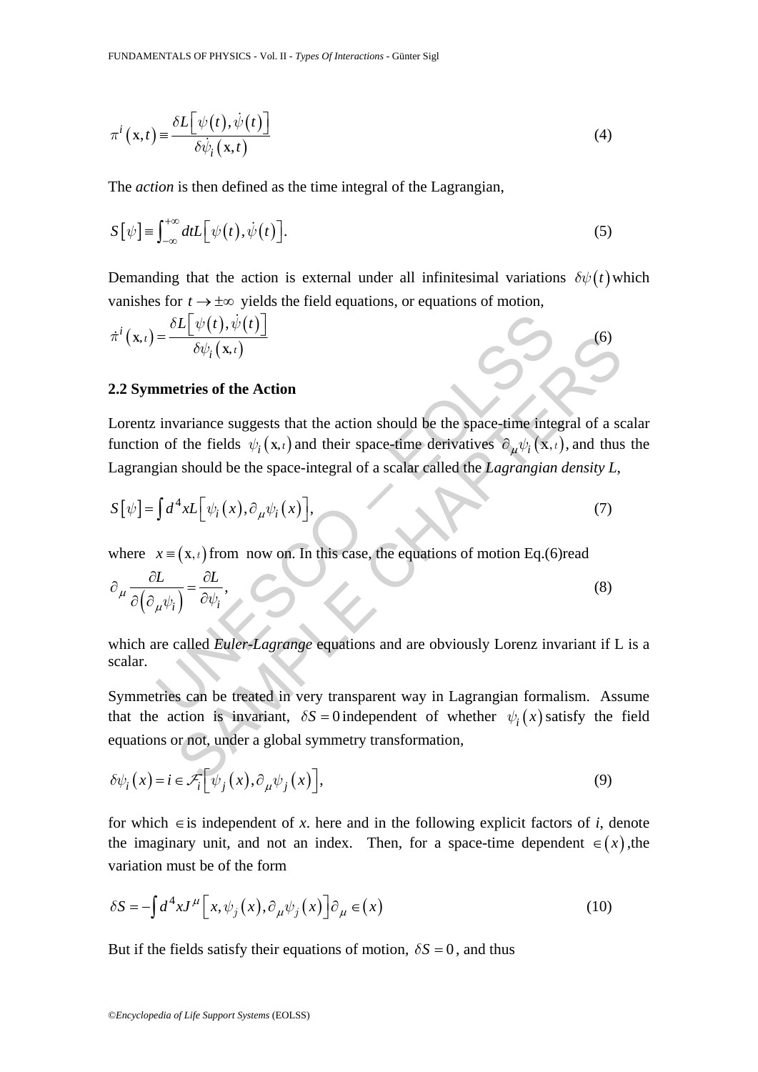$$\pi^i(\mathbf{x},t) \equiv \frac{\delta L\left[\psi(t),\dot{\psi}(t)\right]}{\delta \dot{\psi}_i(\mathbf{x},t)} \tag{4}$$

The *action* is then defined as the time integral of the Lagrangian,

$$S[\psi] \equiv \int_{-\infty}^{+\infty} dt L\left[\psi(t),\dot{\psi}(t)\right]. \tag{5}$$

Demanding that the action is external under all infinitesimal variations $\delta\psi(t)$ which vanishes for $t \to \pm\infty$ yields the field equations, or equations of motion,

$$\dot{\pi}^i(\mathbf{x},t) = \frac{\delta L\left[\psi(t),\dot{\psi}(t)\right]}{\delta \psi_i(\mathbf{x},t)} \tag{6}$$

### 2.2 Symmetries of the Action

Lorentz invariance suggests that the action should be the space-time integral of a scalar function of the fields $\psi_i(\mathbf{x},t)$ and their space-time derivatives $\partial_\mu \psi_i(\mathbf{x},t)$, and thus the Lagrangian should be the space-integral of a scalar called the *Lagrangian density L*,

$$S[\psi] = \int d^4x L\left[\psi_i(x),\partial_\mu \psi_i(x)\right], \tag{7}$$

where $x \equiv (\mathbf{x},t)$ from now on. In this case, the equations of motion Eq.(6)read

$$\partial_\mu \frac{\partial L}{\partial\left(\partial_\mu \psi_i\right)} = \frac{\partial L}{\partial \psi_i}, \tag{8}$$

which are called *Euler-Lagrange* equations and are obviously Lorenz invariant if L is a scalar.

Symmetries can be treated in very transparent way in Lagrangian formalism. Assume that the action is invariant, $\delta S = 0$ independent of whether $\psi_i(x)$ satisfy the field equations or not, under a global symmetry transformation,

$$\delta\psi_i(x) = i \in \mathcal{F}_i\left[\psi_j(x),\partial_\mu \psi_j(x)\right], \tag{9}$$

for which $\in$ is independent of *x*. here and in the following explicit factors of *i*, denote the imaginary unit, and not an index. Then, for a space-time dependent $\in(x)$,the variation must be of the form

$$\delta S = -\int d^4x J^\mu\left[x,\psi_j(x),\partial_\mu \psi_j(x)\right]\partial_\mu \in (x) \tag{10}$$

But if the fields satisfy their equations of motion, $\delta S = 0$, and thus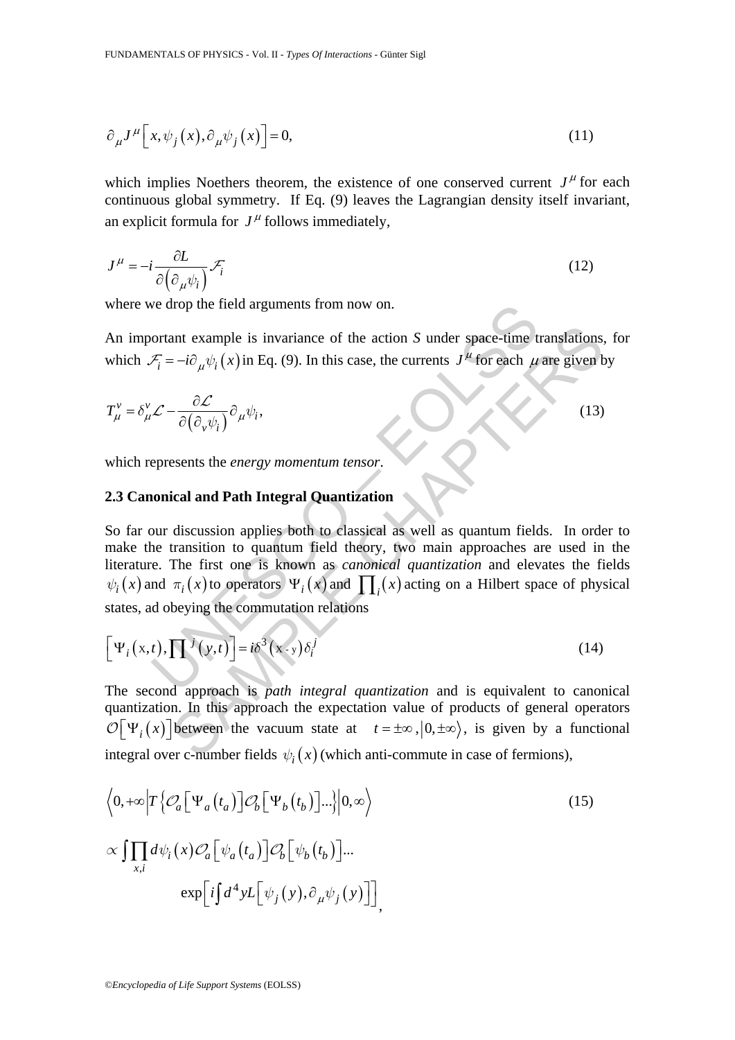$$\partial_\mu J^\mu\left[x, \psi_j(x), \partial_\mu \psi_j(x)\right] = 0, \tag{11}$$

which implies Noethers theorem, the existence of one conserved current $J^\mu$ for each continuous global symmetry. If Eq. (9) leaves the Lagrangian density itself invariant, an explicit formula for $J^\mu$ follows immediately,

$$J^\mu = -i\frac{\partial L}{\partial\left(\partial_\mu \psi_i\right)}\mathcal{F}_i \tag{12}$$

where we drop the field arguments from now on.

An important example is invariance of the action *S* under space-time translations, for which $\mathcal{F}_i = -i\partial_\mu \psi_i(x)$ in Eq. (9). In this case, the currents $J^\mu$ for each $\mu$ are given by

$$T_\mu^\nu = \delta_\mu^\nu \mathcal{L} - \frac{\partial \mathcal{L}}{\partial\left(\partial_\nu \psi_i\right)}\partial_\mu \psi_i, \tag{13}$$

which represents the *energy momentum tensor*.

### 2.3 Canonical and Path Integral Quantization

So far our discussion applies both to classical as well as quantum fields. In order to make the transition to quantum field theory, two main approaches are used in the literature. The first one is known as *canonical quantization* and elevates the fields $\psi_i(x)$ and $\pi_i(x)$ to operators $\Psi_i(x)$ and $\prod_i(x)$ acting on a Hilbert space of physical states, ad obeying the commutation relations

$$\left[\Psi_i(\mathrm{x},t), \prod{}^j(y,t)\right] = i\delta^3(\mathrm{x}-\mathrm{y})\delta_i^j \tag{14}$$

The second approach is *path integral quantization* and is equivalent to canonical quantization. In this approach the expectation value of products of general operators $\mathcal{O}\left[\Psi_i(x)\right]$ between the vacuum state at $t = \pm\infty$, $\left|0, \pm\infty\right\rangle$, is given by a functional integral over c-number fields $\psi_i(x)$ (which anti-commute in case of fermions),

$$\left\langle 0, +\infty \left| T\left\{\mathcal{O}_a\left[\Psi_a(t_a)\right]\mathcal{O}_b\left[\Psi_b(t_b)\right]...\right\}\right| 0, \infty \right\rangle \tag{15}$$

$$\propto \int \prod_{x,i} d\psi_i(x)\mathcal{O}_a\left[\psi_a(t_a)\right]\mathcal{O}_b\left[\psi_b(t_b)\right]...$$

$$\exp\left[i\int d^4y L\left[\psi_j(y), \partial_\mu \psi_j(y)\right]\right],$$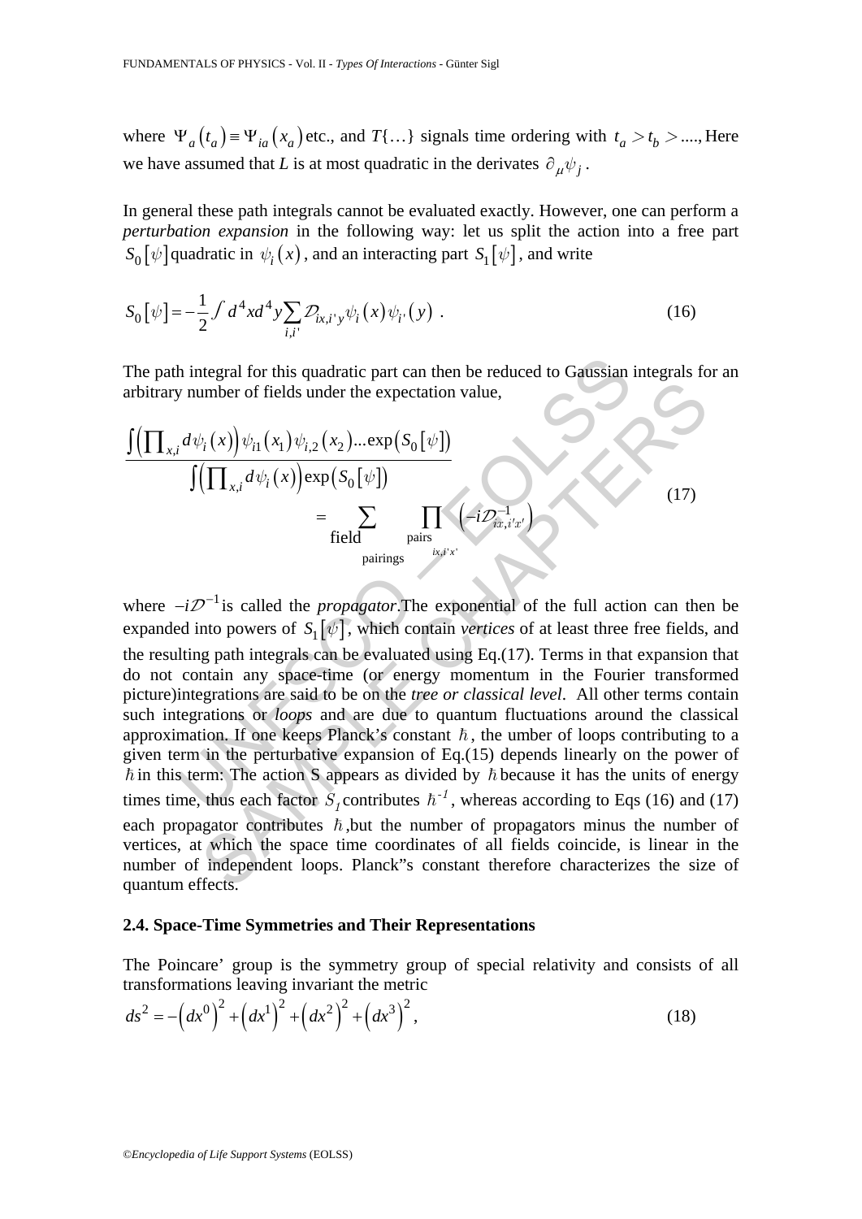where $\Psi_a(t_a) \equiv \Psi_{ia}(x_a)$ etc., and $T\{\ldots\}$ signals time ordering with $t_a > t_b > ....$, Here we have assumed that $L$ is at most quadratic in the derivates $\partial_\mu \psi_j$.

In general these path integrals cannot be evaluated exactly. However, one can perform a *perturbation expansion* in the following way: let us split the action into a free part $S_0[\psi]$ quadratic in $\psi_i(x)$, and an interacting part $S_1[\psi]$, and write

$$S_0[\psi] = -\frac{1}{2} \int d^4x d^4y \sum_{i,i'} \mathcal{D}_{ix,i'y} \psi_i(x) \psi_{i'}(y) \ . \tag{16}$$

The path integral for this quadratic part can then be reduced to Gaussian integrals for an arbitrary number of fields under the expectation value,

$$\frac{\int \left( \prod_{x,i} d\psi_i(x) \right) \psi_{i1}(x_1) \psi_{i,2}(x_2) ... \exp(S_0[\psi])}{\int \left( \prod_{x,i} d\psi_i(x) \right) \exp(S_0[\psi])} = \sum_{\substack{\text{field} \\ \text{pairings}}} \prod_{\substack{\text{pairs} \\ ix,i'x'}} \left( -i\mathcal{D}^{-1}_{ix,i'x'} \right) \tag{17}$$

where $-i\mathcal{D}^{-1}$ is called the *propagator*.The exponential of the full action can then be expanded into powers of $S_1[\psi]$, which contain *vertices* of at least three free fields, and the resulting path integrals can be evaluated using Eq.(17). Terms in that expansion that do not contain any space-time (or energy momentum in the Fourier transformed picture)integrations are said to be on the *tree or classical level*. All other terms contain such integrations or *loops* and are due to quantum fluctuations around the classical approximation. If one keeps Planck's constant $\hbar$, the umber of loops contributing to a given term in the perturbative expansion of Eq.(15) depends linearly on the power of $\hbar$ in this term: The action S appears as divided by $\hbar$ because it has the units of energy times time, thus each factor $S_1$ contributes $\hbar^{-1}$, whereas according to Eqs (16) and (17) each propagator contributes $\hbar$,but the number of propagators minus the number of vertices, at which the space time coordinates of all fields coincide, is linear in the number of independent loops. Planck"s constant therefore characterizes the size of quantum effects.

### 2.4. Space-Time Symmetries and Their Representations

The Poincare' group is the symmetry group of special relativity and consists of all transformations leaving invariant the metric

$$ds^2 = -\left(dx^0\right)^2 + \left(dx^1\right)^2 + \left(dx^2\right)^2 + \left(dx^3\right)^2 , \tag{18}$$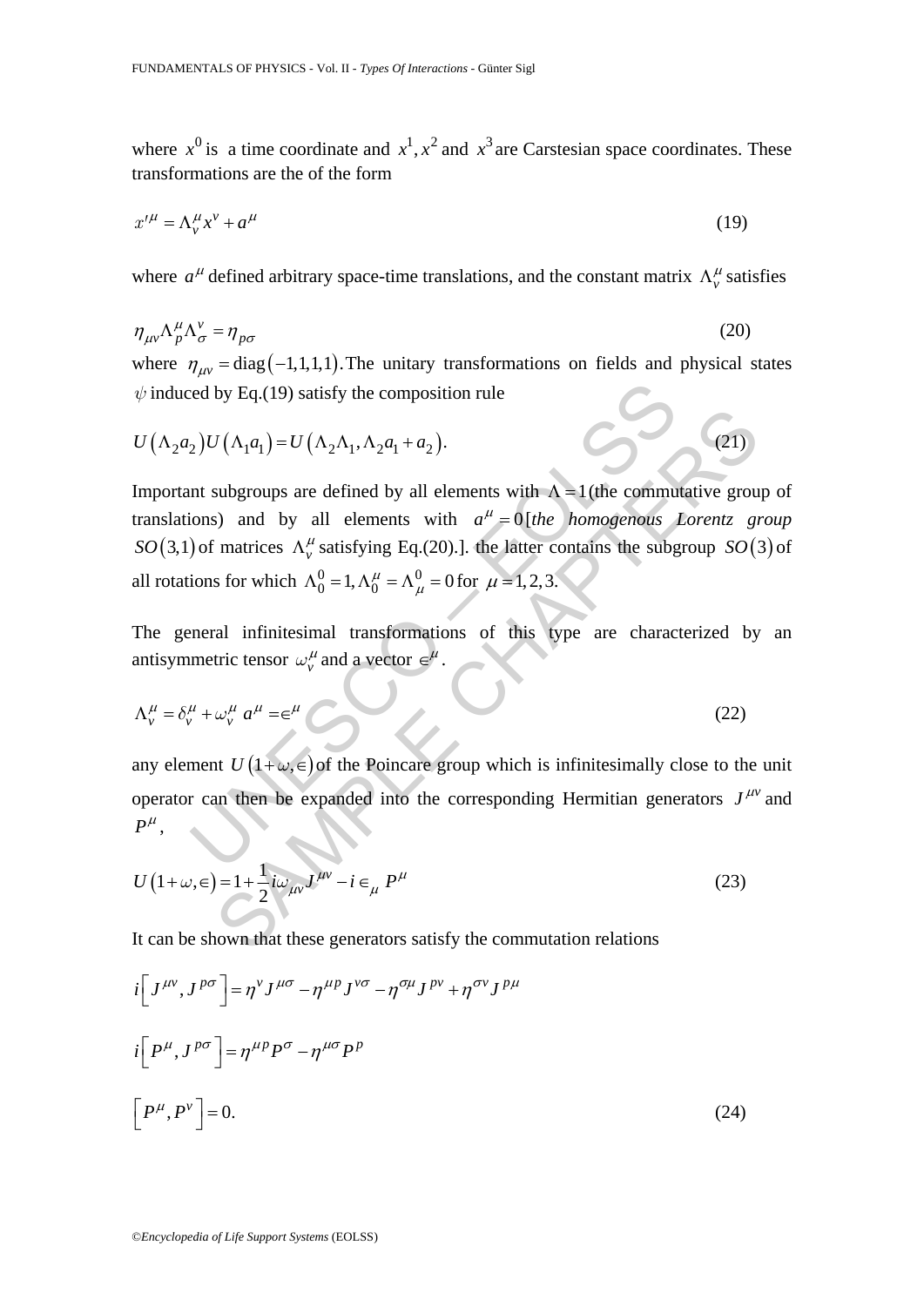where $x^0$ is a time coordinate and $x^1, x^2$ and $x^3$ are Carstesian space coordinates. These transformations are the of the form

$$x'^{\mu} = \Lambda^{\mu}_{\nu} x^{\nu} + a^{\mu} \tag{19}$$

where $a^{\mu}$ defined arbitrary space-time translations, and the constant matrix $\Lambda^{\mu}_{\nu}$ satisfies

$$\eta_{\mu\nu} \Lambda^{\mu}_{p} \Lambda^{\nu}_{\sigma} = \eta_{p\sigma} \tag{20}$$

where $\eta_{\mu\nu} = \mathrm{diag}(-1,1,1,1)$. The unitary transformations on fields and physical states $\psi$ induced by Eq.(19) satisfy the composition rule

$$U(\Lambda_2 a_2) U(\Lambda_1 a_1) = U(\Lambda_2 \Lambda_1, \Lambda_2 a_1 + a_2). \tag{21}$$

Important subgroups are defined by all elements with $\Lambda = 1$ (the commutative group of translations) and by all elements with $a^{\mu} = 0$ [*the homogenous Lorentz group* $SO(3,1)$ of matrices $\Lambda^{\mu}_{\nu}$ satisfying Eq.(20).]. the latter contains the subgroup $SO(3)$ of all rotations for which $\Lambda^0_0 = 1, \Lambda^{\mu}_0 = \Lambda^0_{\mu} = 0$ for $\mu = 1, 2, 3$.

The general infinitesimal transformations of this type are characterized by an antisymmetric tensor $\omega^{\mu}_{\nu}$ and a vector $\in^{\mu}$.

$$\Lambda^{\mu}_{\nu} = \delta^{\mu}_{\nu} + \omega^{\mu}_{\nu} \quad a^{\mu} = \in^{\mu} \tag{22}$$

any element $U(1+\omega, \in)$ of the Poincare group which is infinitesimally close to the unit operator can then be expanded into the corresponding Hermitian generators $J^{\mu\nu}$ and $P^{\mu}$,

$$U(1+\omega, \in) = 1 + \frac{1}{2} i \omega_{\mu\nu} J^{\mu\nu} - i \in_{\mu} P^{\mu} \tag{23}$$

It can be shown that these generators satisfy the commutation relations

$$i\left[J^{\mu\nu}, J^{p\sigma}\right] = \eta^{\nu} J^{\mu\sigma} - \eta^{\mu p} J^{\nu\sigma} - \eta^{\sigma\mu} J^{p\nu} + \eta^{\sigma\nu} J^{p\mu}$$

$$i\left[P^{\mu}, J^{p\sigma}\right] = \eta^{\mu p} P^{\sigma} - \eta^{\mu\sigma} P^{p}$$

$$\left[P^{\mu}, P^{\nu}\right] = 0. \tag{24}$$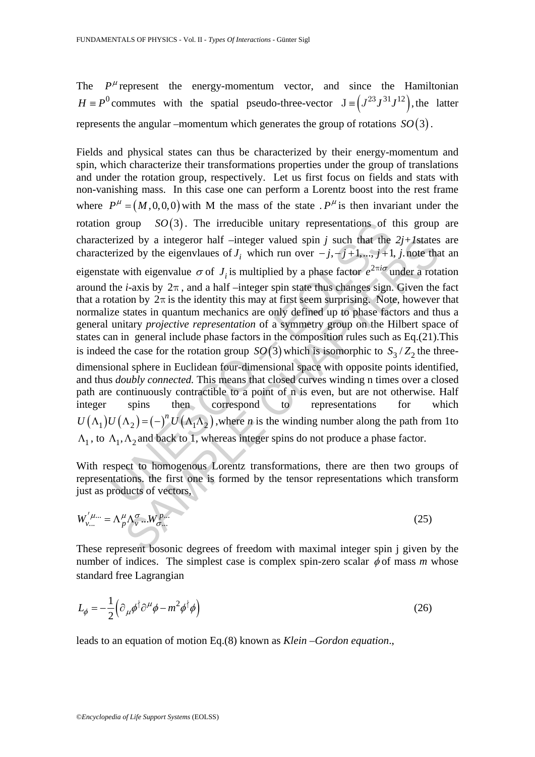The $P^{\mu}$ represent the energy-momentum vector, and since the Hamiltonian $H \equiv P^0$ commutes with the spatial pseudo-three-vector $\mathrm{J} \equiv \left(J^{23} J^{31} J^{12}\right)$, the latter represents the angular –momentum which generates the group of rotations $SO(3)$.

Fields and physical states can thus be characterized by their energy-momentum and spin, which characterize their transformations properties under the group of translations and under the rotation group, respectively. Let us first focus on fields and stats with non-vanishing mass. In this case one can perform a Lorentz boost into the rest frame where $P^{\mu} = (M, 0, 0, 0)$ with M the mass of the state . $P^{\mu}$ is then invariant under the rotation group $SO(3)$. The irreducible unitary representations of this group are characterized by a integeror half –integer valued spin *j* such that the *2j+1*states are characterized by the eigenvlaues of $J_i$ which run over $-j, -j+1, ..., j+1, j$. note that an eigenstate with eigenvalue $\sigma$ of $J_i$ is multiplied by a phase factor $e^{2\pi i\sigma}$ under a rotation around the *i*-axis by $2\pi$, and a half –integer spin state thus changes sign. Given the fact that a rotation by $2\pi$ is the identity this may at first seem surprising. Note, however that normalize states in quantum mechanics are only defined up to phase factors and thus a general unitary *projective representation* of a symmetry group on the Hilbert space of states can in general include phase factors in the composition rules such as Eq.(21).This is indeed the case for the rotation group $SO(3)$ which is isomorphic to $S_3 / Z_2$ the three-dimensional sphere in Euclidean four-dimensional space with opposite points identified, and thus *doubly connected.* This means that closed curves winding n times over a closed path are continuously contractible to a point of n is even, but are not otherwise. Half integer spins then correspond to representations for which $U(\Lambda_1) U(\Lambda_2) = (-)^n U(\Lambda_1 \Lambda_2)$ ,where *n* is the winding number along the path from 1to $\Lambda_1$, to $\Lambda_1, \Lambda_2$ and back to 1, whereas integer spins do not produce a phase factor.

With respect to homogenous Lorentz transformations, there are then two groups of representations. the first one is formed by the tensor representations which transform just as products of vectors,

$$W'^{\mu...}_{\nu...} = \Lambda^{\mu}_{p} \Lambda^{\sigma}_{\nu} ... W^{p...}_{\sigma...} \tag{25}$$

These represent bosonic degrees of freedom with maximal integer spin j given by the number of indices. The simplest case is complex spin-zero scalar $\phi$ of mass *m* whose standard free Lagrangian

$$L_{\phi} = -\frac{1}{2}\left(\partial_{\mu}\phi^{\dagger}\partial^{\mu}\phi - m^2\phi^{\dagger}\phi\right) \tag{26}$$

leads to an equation of motion Eq.(8) known as *Klein –Gordon equation*.,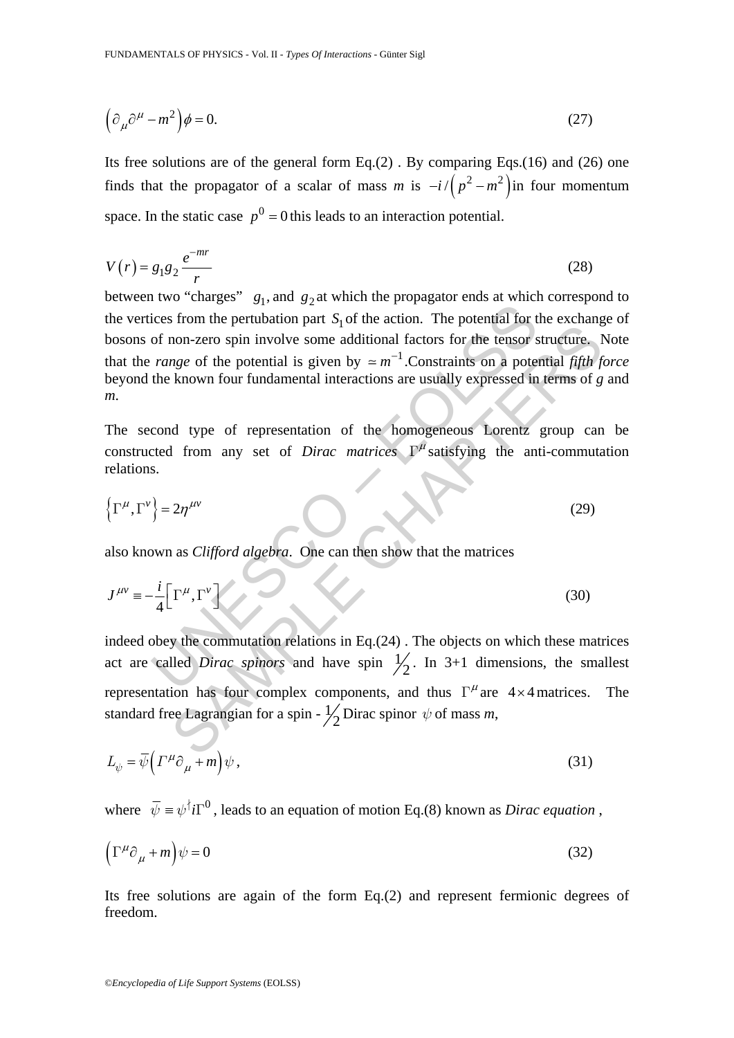$$\left(\partial_\mu \partial^\mu - m^2\right)\phi = 0. \tag{27}$$

Its free solutions are of the general form Eq.(2) . By comparing Eqs.(16) and (26) one finds that the propagator of a scalar of mass $m$ is $-i/\left(p^2 - m^2\right)$ in four momentum space. In the static case $p^0 = 0$ this leads to an interaction potential.

$$V(r) = g_1 g_2 \frac{e^{-mr}}{r} \tag{28}$$

between two "charges" $g_1$, and $g_2$ at which the propagator ends at which correspond to the vertices from the pertubation part $S_1$ of the action. The potential for the exchange of bosons of non-zero spin involve some additional factors for the tensor structure. Note that the *range* of the potential is given by $\simeq m^{-1}$. Constraints on a potential *fifth force* beyond the known four fundamental interactions are usually expressed in terms of $g$ and $m$.

The second type of representation of the homogeneous Lorentz group can be constructed from any set of *Dirac matrices* $\Gamma^\mu$ satisfying the anti-commutation relations.

$$\left\{\Gamma^\mu, \Gamma^\nu\right\} = 2\eta^{\mu\nu} \tag{29}$$

also known as *Clifford algebra*. One can then show that the matrices

$$J^{\mu\nu} \equiv -\frac{i}{4}\left[\Gamma^\mu, \Gamma^\nu\right] \tag{30}$$

indeed obey the commutation relations in Eq.(24) . The objects on which these matrices act are called *Dirac spinors* and have spin $\frac{1}{2}$. In 3+1 dimensions, the smallest representation has four complex components, and thus $\Gamma^\mu$ are $4\times 4$ matrices. The standard free Lagrangian for a spin - $\frac{1}{2}$ Dirac spinor $\psi$ of mass $m$,

$$L_\psi = \overline{\psi}\left(\Gamma^\mu \partial_\mu + m\right)\psi, \tag{31}$$

where $\overline{\psi} \equiv \psi^\dagger i\Gamma^0$, leads to an equation of motion Eq.(8) known as *Dirac equation* ,

$$\left(\Gamma^\mu \partial_\mu + m\right)\psi = 0 \tag{32}$$

Its free solutions are again of the form Eq.(2) and represent fermionic degrees of freedom.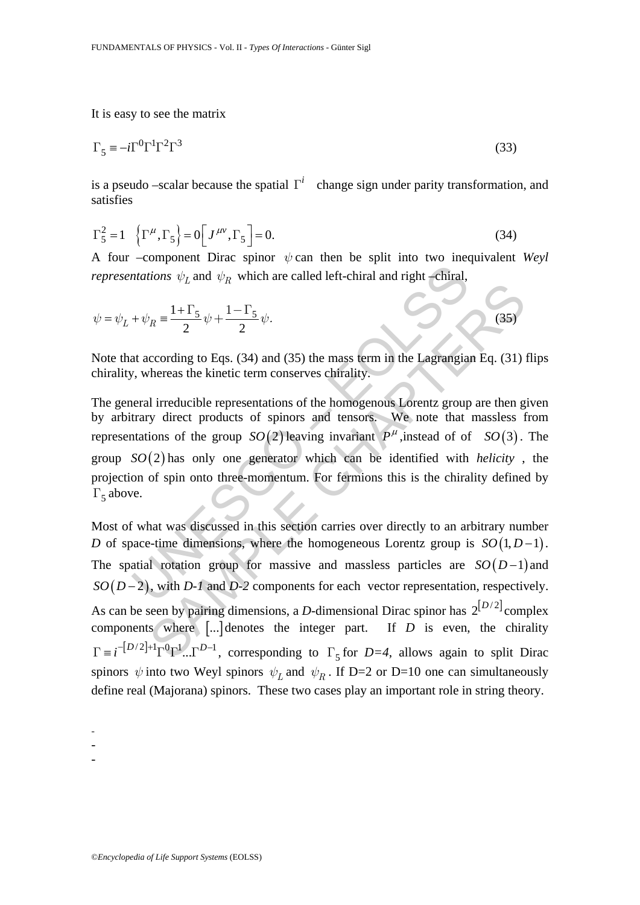It is easy to see the matrix

$$\Gamma_5 \equiv -i\Gamma^0\Gamma^1\Gamma^2\Gamma^3 \tag{33}$$

is a pseudo –scalar because the spatial $\Gamma^i$ change sign under parity transformation, and satisfies

$$\Gamma_5^2 = 1 \quad \left\{\Gamma^\mu, \Gamma_5\right\} = 0 \left[J^{\mu\nu}, \Gamma_5\right] = 0. \tag{34}$$

A four –component Dirac spinor $\psi$ can then be split into two inequivalent *Weyl representations* $\psi_L$ and $\psi_R$ which are called left-chiral and right –chiral,

$$\psi = \psi_L + \psi_R \equiv \frac{1+\Gamma_5}{2}\psi + \frac{1-\Gamma_5}{2}\psi. \tag{35}$$

Note that according to Eqs. (34) and (35) the mass term in the Lagrangian Eq. (31) flips chirality, whereas the kinetic term conserves chirality.

The general irreducible representations of the homogenous Lorentz group are then given by arbitrary direct products of spinors and tensors. We note that massless from representations of the group $SO(2)$ leaving invariant $P^\mu$,instead of of $SO(3)$. The group $SO(2)$ has only one generator which can be identified with *helicity* , the projection of spin onto three-momentum. For fermions this is the chirality defined by $\Gamma_5$ above.

Most of what was discussed in this section carries over directly to an arbitrary number $D$ of space-time dimensions, where the homogeneous Lorentz group is $SO(1, D-1)$. The spatial rotation group for massive and massless particles are $SO(D-1)$ and $SO(D-2)$, with *D-1* and *D-2* components for each vector representation, respectively. As can be seen by pairing dimensions, a *D*-dimensional Dirac spinor has $2^{[D/2]}$ complex components where $[...]$ denotes the integer part. If $D$ is even, the chirality $\Gamma \equiv i^{-[D/2]+1}\Gamma^0\Gamma^1...\Gamma^{D-1}$, corresponding to $\Gamma_5$ for *D=4*, allows again to split Dirac spinors $\psi$ into two Weyl spinors $\psi_L$ and $\psi_R$. If D=2 or D=10 one can simultaneously define real (Majorana) spinors. These two cases play an important role in string theory.

-
-
-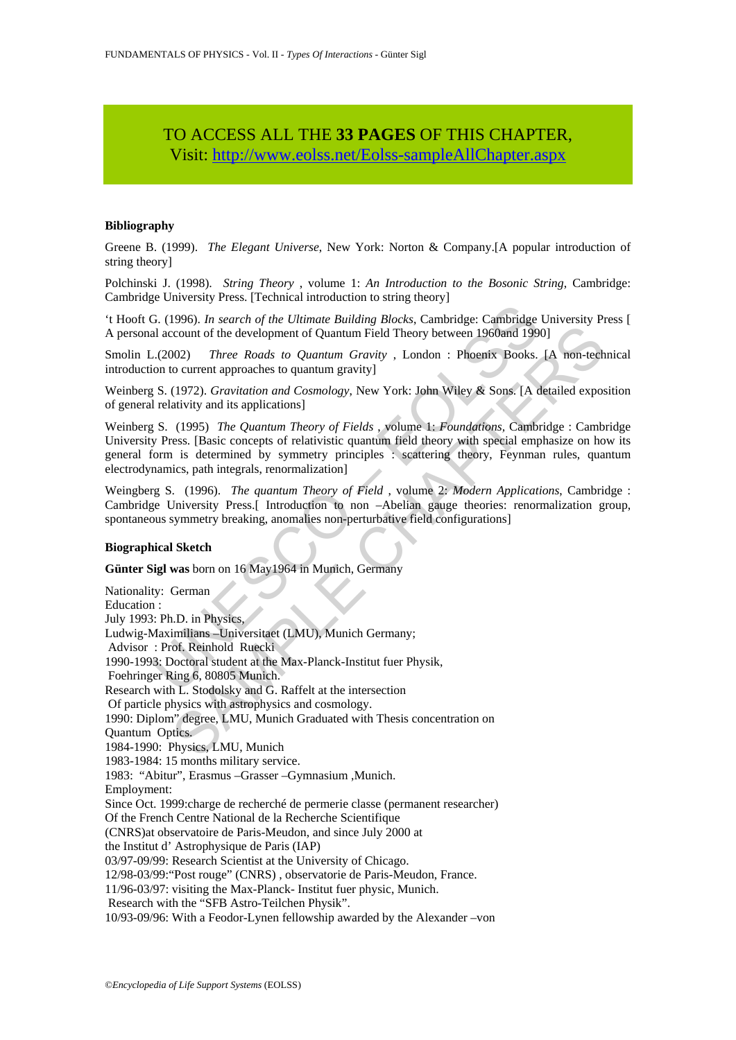TO ACCESS ALL THE **33 PAGES** OF THIS CHAPTER,
Visit: http://www.eolss.net/Eolss-sampleAllChapter.aspx

### Bibliography

Greene B. (1999). *The Elegant Universe*, New York: Norton & Company.[A popular introduction of string theory]

Polchinski J. (1998). *String Theory* , volume 1: *An Introduction to the Bosonic String*, Cambridge: Cambridge University Press. [Technical introduction to string theory]

't Hooft G. (1996). *In search of the Ultimate Building Blocks*, Cambridge: Cambridge University Press [ A personal account of the development of Quantum Field Theory between 1960and 1990]

Smolin L.(2002) *Three Roads to Quantum Gravity* , London : Phoenix Books. [A non-technical introduction to current approaches to quantum gravity]

Weinberg S. (1972). *Gravitation and Cosmology*, New York: John Wiley & Sons. [A detailed exposition of general relativity and its applications]

Weinberg S. (1995) *The Quantum Theory of Fields* , volume 1: *Foundations*, Cambridge : Cambridge University Press. [Basic concepts of relativistic quantum field theory with special emphasize on how its general form is determined by symmetry principles : scattering theory, Feynman rules, quantum electrodynamics, path integrals, renormalization]

Weingberg S. (1996). *The quantum Theory of Field* , volume 2: *Modern Applications*, Cambridge : Cambridge University Press.[ Introduction to non –Abelian gauge theories: renormalization group, spontaneous symmetry breaking, anomalies non-perturbative field configurations]

### Biographical Sketch

**Günter Sigl was** born on 16 May1964 in Munich, Germany

Nationality: German
Education :
July 1993: Ph.D. in Physics,
Ludwig-Maximilians –Universitaet (LMU), Munich Germany;
Advisor : Prof. Reinhold Ruecki
1990-1993: Doctoral student at the Max-Planck-Institut fuer Physik,
Foehringer Ring 6, 80805 Munich.
Research with L. Stodolsky and G. Raffelt at the intersection
Of particle physics with astrophysics and cosmology.
1990: Diplom" degree, LMU, Munich Graduated with Thesis concentration on
Quantum Optics.
1984-1990: Physics, LMU, Munich
1983-1984: 15 months military service.
1983: "Abitur", Erasmus –Grasser –Gymnasium ,Munich.
Employment:
Since Oct. 1999:charge de recherché de permerie classe (permanent researcher)
Of the French Centre National de la Recherche Scientifique
(CNRS)at observatoire de Paris-Meudon, and since July 2000 at
the Institut d' Astrophysique de Paris (IAP)
03/97-09/99: Research Scientist at the University of Chicago.
12/98-03/99:"Post rouge" (CNRS) , observatorie de Paris-Meudon, France.
11/96-03/97: visiting the Max-Planck- Institut fuer physic, Munich.
Research with the "SFB Astro-Teilchen Physik".
10/93-09/96: With a Feodor-Lynen fellowship awarded by the Alexander –von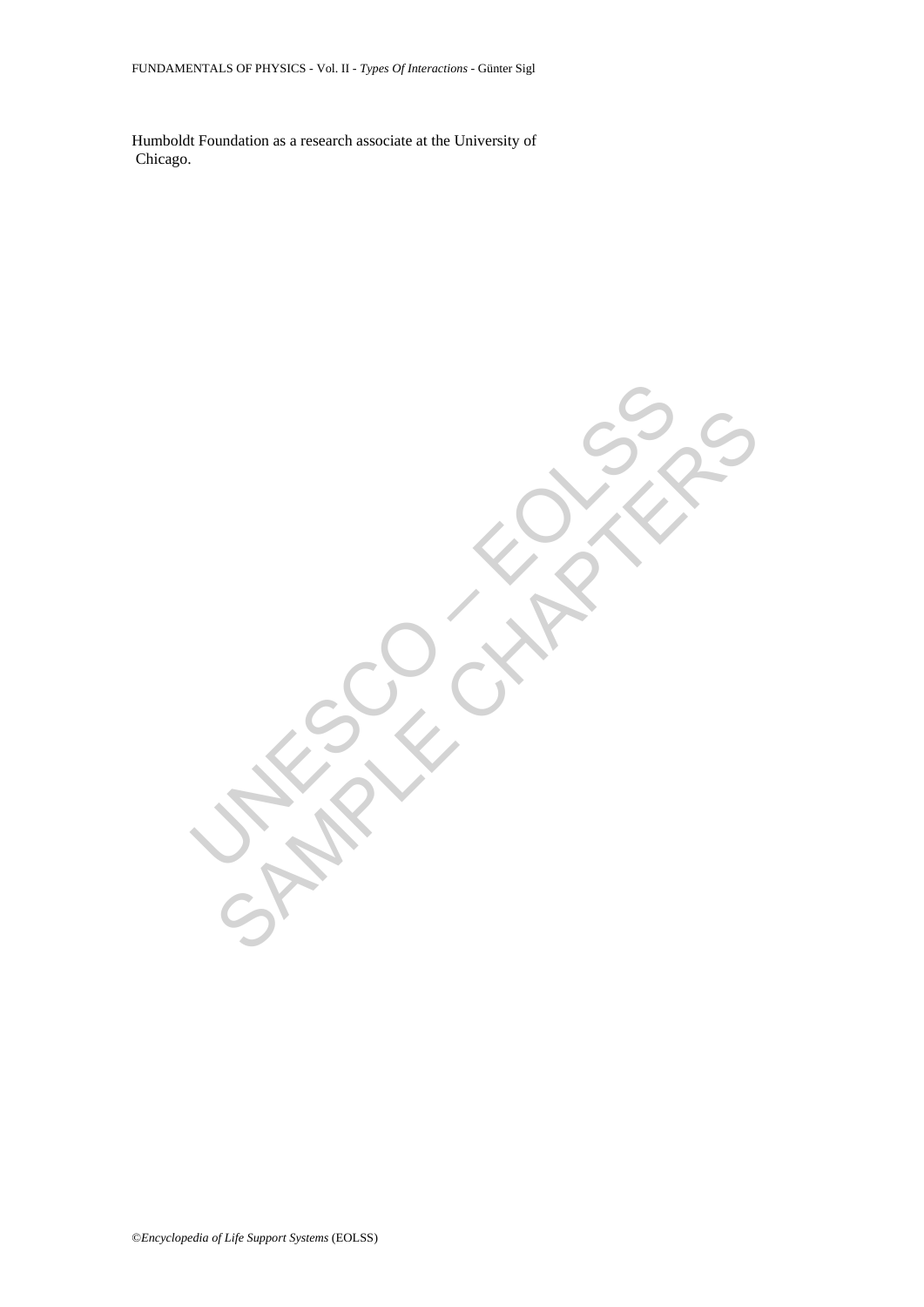Humboldt Foundation as a research associate at the University of Chicago.